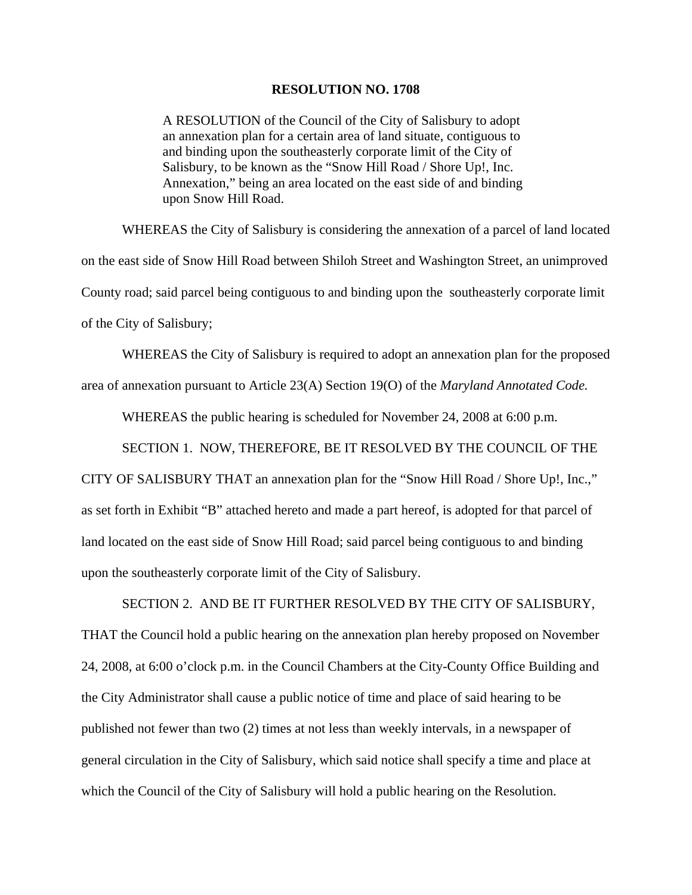# RESOLUTION NO. 1708

A RESOLUTION of the Council of the City of Salisbury to adopt an annexation plan for a certain area of land situate, contiguous to and binding upon the southeasterly corporate limit of the City of Salisbury, to be known as the "Snow Hill Road / Shore Up!, Inc. Annexation," being an area located on the east side of and binding upon Snow Hill Road.

WHEREAS the City of Salisbury is considering the annexation of a parcel of land located on the east side of Snow Hill Road between Shiloh Street and Washington Street, an unimproved County road; said parcel being contiguous to and binding upon the southeasterly corporate limit of the City of Salisbury;

WHEREAS the City of Salisbury is required to adopt an annexation plan for the proposed area of annexation pursuant to Article 23(A) Section 19(O) of the *Maryland Annotated Code.*

WHEREAS the public hearing is scheduled for November 24, 2008 at 6:00 p.m.

SECTION 1. NOW, THEREFORE, BE IT RESOLVED BY THE COUNCIL OF THE CITY OF SALISBURY THAT an annexation plan for the "Snow Hill Road / Shore Up!, Inc.," as set forth in Exhibit "B" attached hereto and made a part hereof, is adopted for that parcel of land located on the east side of Snow Hill Road; said parcel being contiguous to and binding upon the southeasterly corporate limit of the City of Salisbury.

SECTION 2. AND BE IT FURTHER RESOLVED BY THE CITY OF SALISBURY, THAT the Council hold a public hearing on the annexation plan hereby proposed on November 24, 2008, at 6:00 o'clock p.m. in the Council Chambers at the City-County Office Building and the City Administrator shall cause a public notice of time and place of said hearing to be published not fewer than two (2) times at not less than weekly intervals, in a newspaper of general circulation in the City of Salisbury, which said notice shall specify a time and place at which the Council of the City of Salisbury will hold a public hearing on the Resolution.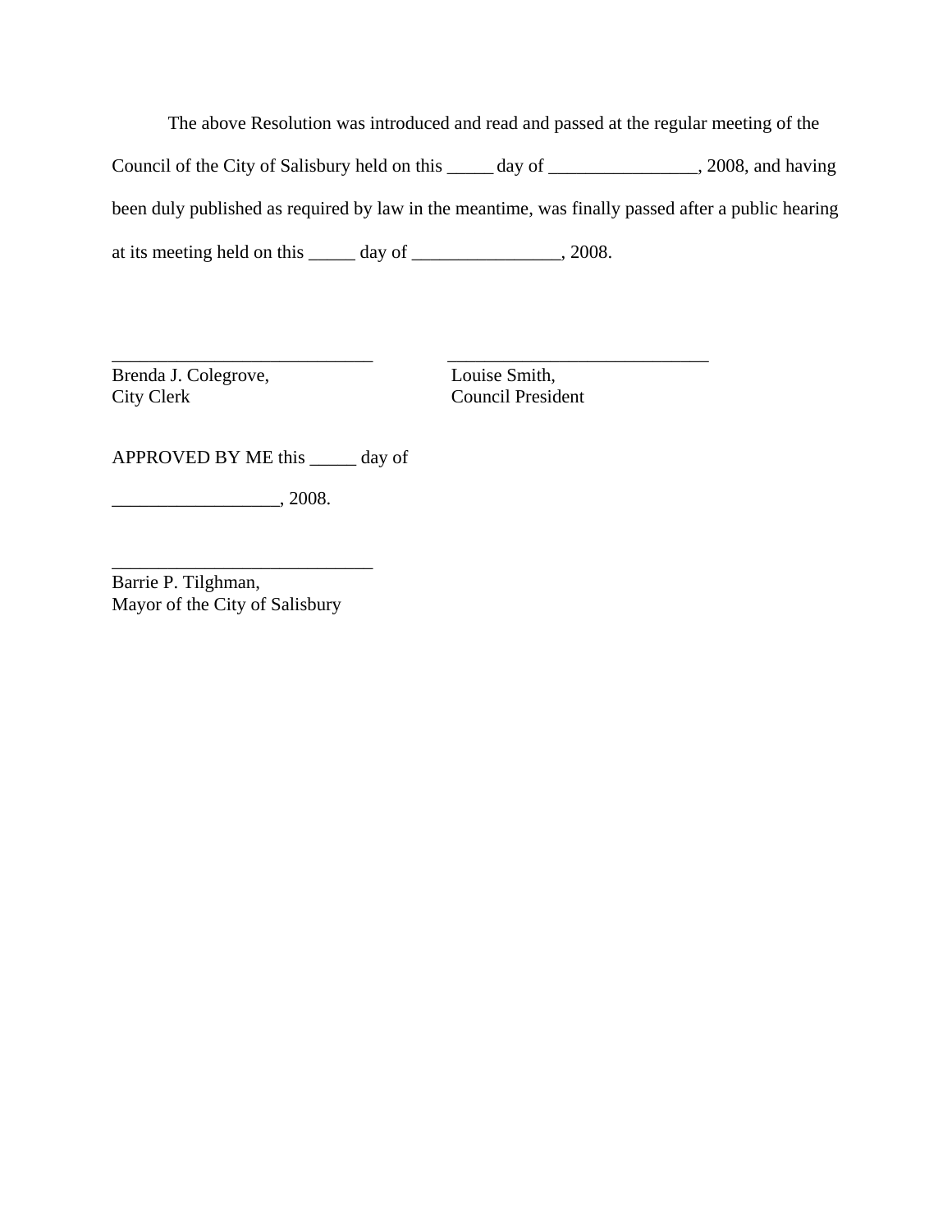The above Resolution was introduced and read and passed at the regular meeting of the Council of the City of Salisbury held on this _____ day of ________________, 2008, and having been duly published as required by law in the meantime, was finally passed after a public hearing at its meeting held on this _____ day of ________________, 2008.

| | |
|---|---|
| _____________________________ | _____________________________ |
| Brenda J. Colegrove,<br>City Clerk | Louise Smith,<br>Council President |

APPROVED BY ME this _____ day of

__________________, 2008.

_____________________________

Barrie P. Tilghman,
Mayor of the City of Salisbury